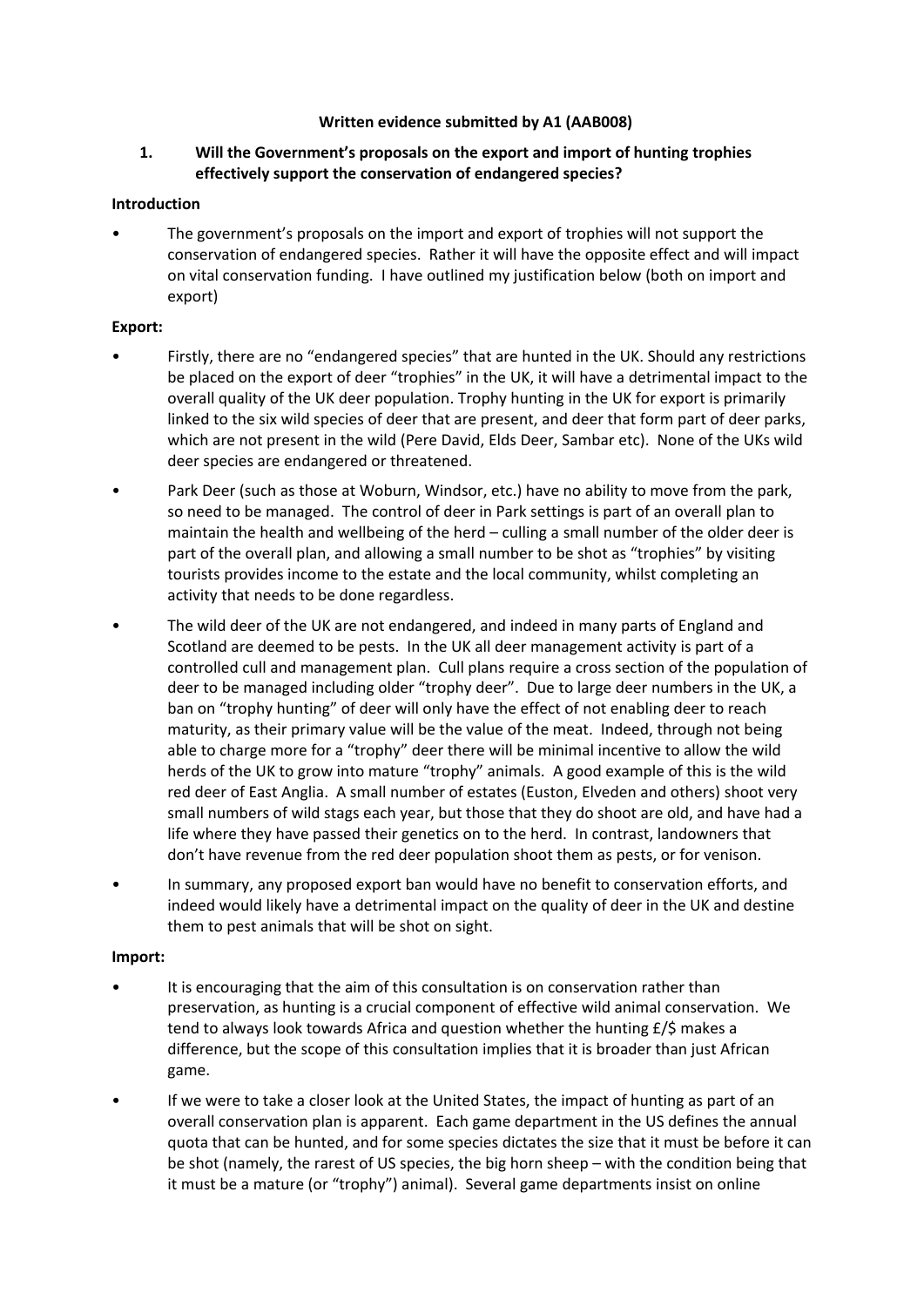**Written evidence submitted by A1 (AAB008)**

**1. Will the Government's proposals on the export and import of hunting trophies effectively support the conservation of endangered species?**

**Introduction**

- The government's proposals on the import and export of trophies will not support the conservation of endangered species. Rather it will have the opposite effect and will impact on vital conservation funding. I have outlined my justification below (both on import and export)

**Export:**

- Firstly, there are no "endangered species" that are hunted in the UK. Should any restrictions be placed on the export of deer "trophies" in the UK, it will have a detrimental impact to the overall quality of the UK deer population. Trophy hunting in the UK for export is primarily linked to the six wild species of deer that are present, and deer that form part of deer parks, which are not present in the wild (Pere David, Elds Deer, Sambar etc). None of the UKs wild deer species are endangered or threatened.
- Park Deer (such as those at Woburn, Windsor, etc.) have no ability to move from the park, so need to be managed. The control of deer in Park settings is part of an overall plan to maintain the health and wellbeing of the herd – culling a small number of the older deer is part of the overall plan, and allowing a small number to be shot as "trophies" by visiting tourists provides income to the estate and the local community, whilst completing an activity that needs to be done regardless.
- The wild deer of the UK are not endangered, and indeed in many parts of England and Scotland are deemed to be pests. In the UK all deer management activity is part of a controlled cull and management plan. Cull plans require a cross section of the population of deer to be managed including older "trophy deer". Due to large deer numbers in the UK, a ban on "trophy hunting" of deer will only have the effect of not enabling deer to reach maturity, as their primary value will be the value of the meat. Indeed, through not being able to charge more for a "trophy" deer there will be minimal incentive to allow the wild herds of the UK to grow into mature "trophy" animals. A good example of this is the wild red deer of East Anglia. A small number of estates (Euston, Elveden and others) shoot very small numbers of wild stags each year, but those that they do shoot are old, and have had a life where they have passed their genetics on to the herd. In contrast, landowners that don't have revenue from the red deer population shoot them as pests, or for venison.
- In summary, any proposed export ban would have no benefit to conservation efforts, and indeed would likely have a detrimental impact on the quality of deer in the UK and destine them to pest animals that will be shot on sight.

**Import:**

- It is encouraging that the aim of this consultation is on conservation rather than preservation, as hunting is a crucial component of effective wild animal conservation. We tend to always look towards Africa and question whether the hunting £/$ makes a difference, but the scope of this consultation implies that it is broader than just African game.
- If we were to take a closer look at the United States, the impact of hunting as part of an overall conservation plan is apparent. Each game department in the US defines the annual quota that can be hunted, and for some species dictates the size that it must be before it can be shot (namely, the rarest of US species, the big horn sheep – with the condition being that it must be a mature (or "trophy") animal). Several game departments insist on online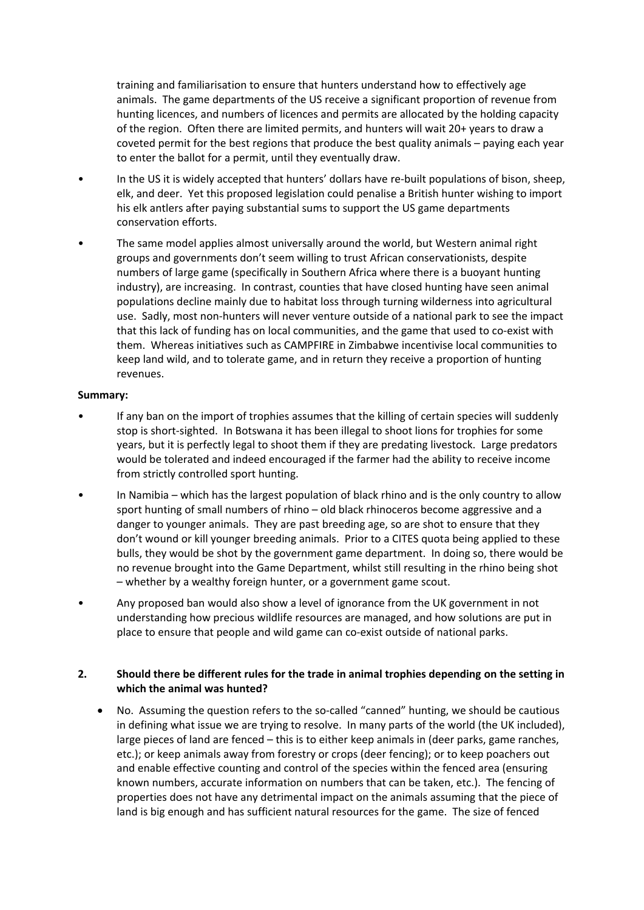training and familiarisation to ensure that hunters understand how to effectively age animals. The game departments of the US receive a significant proportion of revenue from hunting licences, and numbers of licences and permits are allocated by the holding capacity of the region. Often there are limited permits, and hunters will wait 20+ years to draw a coveted permit for the best regions that produce the best quality animals – paying each year to enter the ballot for a permit, until they eventually draw.

- In the US it is widely accepted that hunters' dollars have re-built populations of bison, sheep, elk, and deer. Yet this proposed legislation could penalise a British hunter wishing to import his elk antlers after paying substantial sums to support the US game departments conservation efforts.
- The same model applies almost universally around the world, but Western animal right groups and governments don't seem willing to trust African conservationists, despite numbers of large game (specifically in Southern Africa where there is a buoyant hunting industry), are increasing. In contrast, counties that have closed hunting have seen animal populations decline mainly due to habitat loss through turning wilderness into agricultural use. Sadly, most non-hunters will never venture outside of a national park to see the impact that this lack of funding has on local communities, and the game that used to co-exist with them. Whereas initiatives such as CAMPFIRE in Zimbabwe incentivise local communities to keep land wild, and to tolerate game, and in return they receive a proportion of hunting revenues.

**Summary:**

- If any ban on the import of trophies assumes that the killing of certain species will suddenly stop is short-sighted. In Botswana it has been illegal to shoot lions for trophies for some years, but it is perfectly legal to shoot them if they are predating livestock. Large predators would be tolerated and indeed encouraged if the farmer had the ability to receive income from strictly controlled sport hunting.
- In Namibia – which has the largest population of black rhino and is the only country to allow sport hunting of small numbers of rhino – old black rhinoceros become aggressive and a danger to younger animals. They are past breeding age, so are shot to ensure that they don't wound or kill younger breeding animals. Prior to a CITES quota being applied to these bulls, they would be shot by the government game department. In doing so, there would be no revenue brought into the Game Department, whilst still resulting in the rhino being shot – whether by a wealthy foreign hunter, or a government game scout.
- Any proposed ban would also show a level of ignorance from the UK government in not understanding how precious wildlife resources are managed, and how solutions are put in place to ensure that people and wild game can co-exist outside of national parks.

**2. Should there be different rules for the trade in animal trophies depending on the setting in which the animal was hunted?**

- No. Assuming the question refers to the so-called "canned" hunting, we should be cautious in defining what issue we are trying to resolve. In many parts of the world (the UK included), large pieces of land are fenced – this is to either keep animals in (deer parks, game ranches, etc.); or keep animals away from forestry or crops (deer fencing); or to keep poachers out and enable effective counting and control of the species within the fenced area (ensuring known numbers, accurate information on numbers that can be taken, etc.). The fencing of properties does not have any detrimental impact on the animals assuming that the piece of land is big enough and has sufficient natural resources for the game. The size of fenced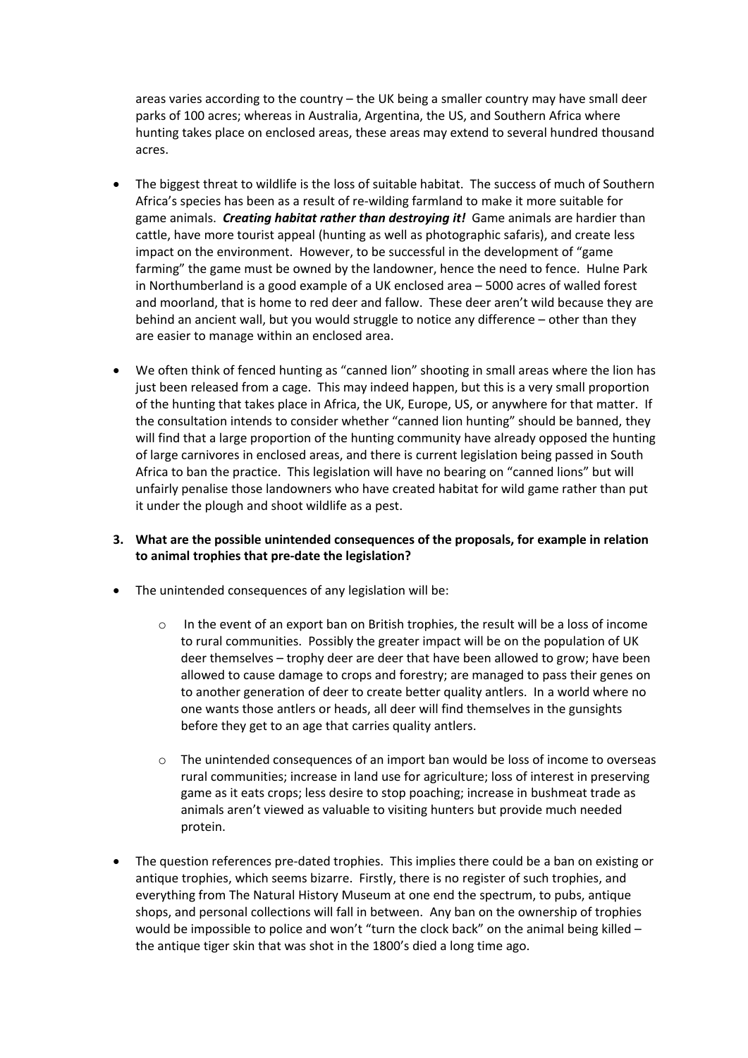areas varies according to the country – the UK being a smaller country may have small deer parks of 100 acres; whereas in Australia, Argentina, the US, and Southern Africa where hunting takes place on enclosed areas, these areas may extend to several hundred thousand acres.

- The biggest threat to wildlife is the loss of suitable habitat. The success of much of Southern Africa's species has been as a result of re-wilding farmland to make it more suitable for game animals. ***Creating habitat rather than destroying it!*** Game animals are hardier than cattle, have more tourist appeal (hunting as well as photographic safaris), and create less impact on the environment. However, to be successful in the development of "game farming" the game must be owned by the landowner, hence the need to fence. Hulne Park in Northumberland is a good example of a UK enclosed area – 5000 acres of walled forest and moorland, that is home to red deer and fallow. These deer aren't wild because they are behind an ancient wall, but you would struggle to notice any difference – other than they are easier to manage within an enclosed area.

- We often think of fenced hunting as "canned lion" shooting in small areas where the lion has just been released from a cage. This may indeed happen, but this is a very small proportion of the hunting that takes place in Africa, the UK, Europe, US, or anywhere for that matter. If the consultation intends to consider whether "canned lion hunting" should be banned, they will find that a large proportion of the hunting community have already opposed the hunting of large carnivores in enclosed areas, and there is current legislation being passed in South Africa to ban the practice. This legislation will have no bearing on "canned lions" but will unfairly penalise those landowners who have created habitat for wild game rather than put it under the plough and shoot wildlife as a pest.

**3. What are the possible unintended consequences of the proposals, for example in relation to animal trophies that pre-date the legislation?**

- The unintended consequences of any legislation will be:
  - In the event of an export ban on British trophies, the result will be a loss of income to rural communities. Possibly the greater impact will be on the population of UK deer themselves – trophy deer are deer that have been allowed to grow; have been allowed to cause damage to crops and forestry; are managed to pass their genes on to another generation of deer to create better quality antlers. In a world where no one wants those antlers or heads, all deer will find themselves in the gunsights before they get to an age that carries quality antlers.
  - The unintended consequences of an import ban would be loss of income to overseas rural communities; increase in land use for agriculture; loss of interest in preserving game as it eats crops; less desire to stop poaching; increase in bushmeat trade as animals aren't viewed as valuable to visiting hunters but provide much needed protein.

- The question references pre-dated trophies. This implies there could be a ban on existing or antique trophies, which seems bizarre. Firstly, there is no register of such trophies, and everything from The Natural History Museum at one end the spectrum, to pubs, antique shops, and personal collections will fall in between. Any ban on the ownership of trophies would be impossible to police and won't "turn the clock back" on the animal being killed – the antique tiger skin that was shot in the 1800's died a long time ago.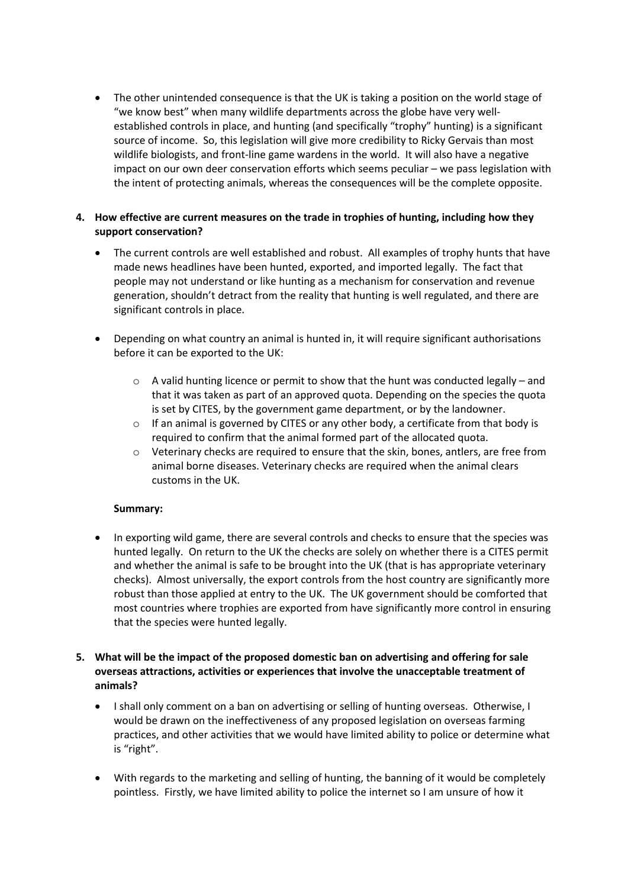- The other unintended consequence is that the UK is taking a position on the world stage of "we know best" when many wildlife departments across the globe have very well-established controls in place, and hunting (and specifically "trophy" hunting) is a significant source of income. So, this legislation will give more credibility to Ricky Gervais than most wildlife biologists, and front-line game wardens in the world. It will also have a negative impact on our own deer conservation efforts which seems peculiar – we pass legislation with the intent of protecting animals, whereas the consequences will be the complete opposite.

**4. How effective are current measures on the trade in trophies of hunting, including how they support conservation?**

- The current controls are well established and robust. All examples of trophy hunts that have made news headlines have been hunted, exported, and imported legally. The fact that people may not understand or like hunting as a mechanism for conservation and revenue generation, shouldn't detract from the reality that hunting is well regulated, and there are significant controls in place.

- Depending on what country an animal is hunted in, it will require significant authorisations before it can be exported to the UK:
  - A valid hunting licence or permit to show that the hunt was conducted legally – and that it was taken as part of an approved quota. Depending on the species the quota is set by CITES, by the government game department, or by the landowner.
  - If an animal is governed by CITES or any other body, a certificate from that body is required to confirm that the animal formed part of the allocated quota.
  - Veterinary checks are required to ensure that the skin, bones, antlers, are free from animal borne diseases. Veterinary checks are required when the animal clears customs in the UK.

**Summary:**

- In exporting wild game, there are several controls and checks to ensure that the species was hunted legally. On return to the UK the checks are solely on whether there is a CITES permit and whether the animal is safe to be brought into the UK (that is has appropriate veterinary checks). Almost universally, the export controls from the host country are significantly more robust than those applied at entry to the UK. The UK government should be comforted that most countries where trophies are exported from have significantly more control in ensuring that the species were hunted legally.

**5. What will be the impact of the proposed domestic ban on advertising and offering for sale overseas attractions, activities or experiences that involve the unacceptable treatment of animals?**

- I shall only comment on a ban on advertising or selling of hunting overseas. Otherwise, I would be drawn on the ineffectiveness of any proposed legislation on overseas farming practices, and other activities that we would have limited ability to police or determine what is "right".

- With regards to the marketing and selling of hunting, the banning of it would be completely pointless. Firstly, we have limited ability to police the internet so I am unsure of how it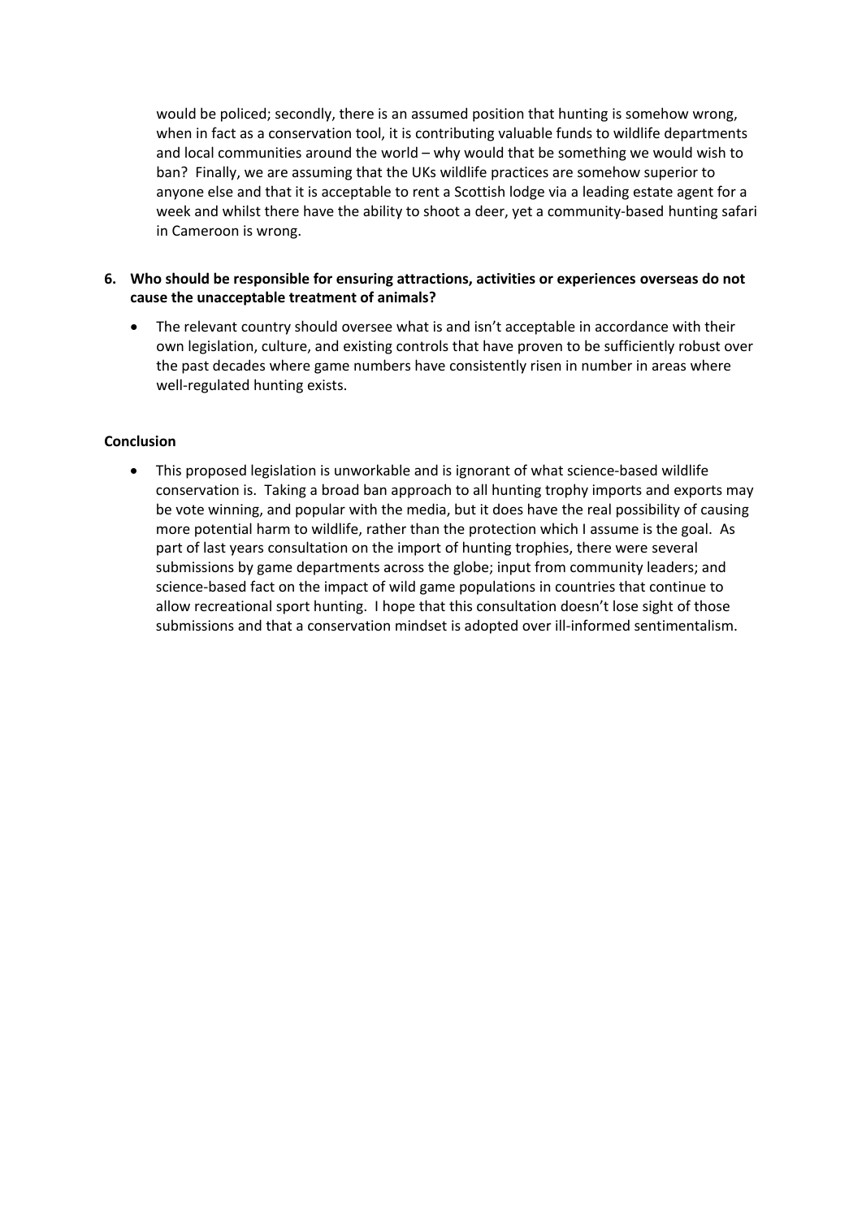would be policed; secondly, there is an assumed position that hunting is somehow wrong, when in fact as a conservation tool, it is contributing valuable funds to wildlife departments and local communities around the world – why would that be something we would wish to ban? Finally, we are assuming that the UKs wildlife practices are somehow superior to anyone else and that it is acceptable to rent a Scottish lodge via a leading estate agent for a week and whilst there have the ability to shoot a deer, yet a community-based hunting safari in Cameroon is wrong.

6. **Who should be responsible for ensuring attractions, activities or experiences overseas do not cause the unacceptable treatment of animals?**

    - The relevant country should oversee what is and isn't acceptable in accordance with their own legislation, culture, and existing controls that have proven to be sufficiently robust over the past decades where game numbers have consistently risen in number in areas where well-regulated hunting exists.

**Conclusion**

- This proposed legislation is unworkable and is ignorant of what science-based wildlife conservation is. Taking a broad ban approach to all hunting trophy imports and exports may be vote winning, and popular with the media, but it does have the real possibility of causing more potential harm to wildlife, rather than the protection which I assume is the goal. As part of last years consultation on the import of hunting trophies, there were several submissions by game departments across the globe; input from community leaders; and science-based fact on the impact of wild game populations in countries that continue to allow recreational sport hunting. I hope that this consultation doesn't lose sight of those submissions and that a conservation mindset is adopted over ill-informed sentimentalism.